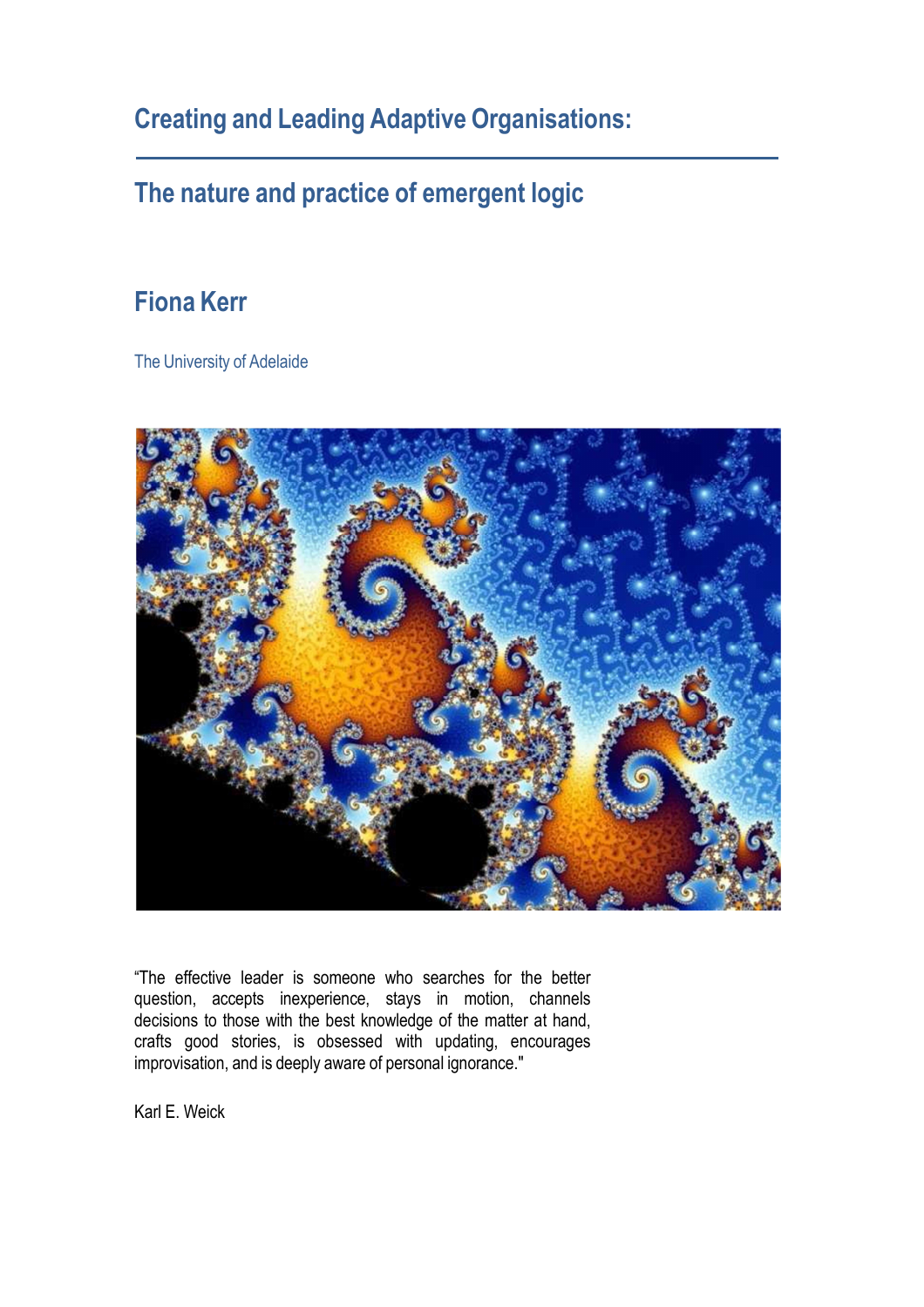# Creating and Leading Adaptive Organisations:

## The nature and practice of emergent logic

### Fiona Kerr

The University of Adelaide

"The effective leader is someone who searches for the better question, accepts inexperience, stays in motion, channels decisions to those with the best knowledge of the matter at hand, crafts good stories, is obsessed with updating, encourages improvisation, and is deeply aware of personal ignorance."

Karl E. Weick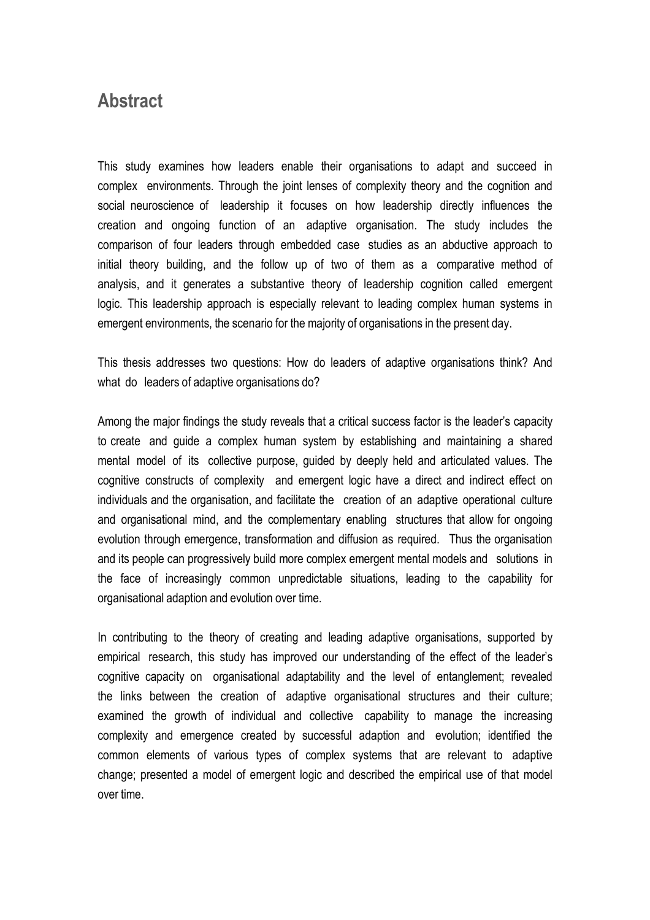## Abstract

This study examines how leaders enable their organisations to adapt and succeed in complex environments. Through the joint lenses of complexity theory and the cognition and social neuroscience of leadership it focuses on how leadership directly influences the creation and ongoing function of an adaptive organisation. The study includes the comparison of four leaders through embedded case studies as an abductive approach to initial theory building, and the follow up of two of them as a comparative method of analysis, and it generates a substantive theory of leadership cognition called emergent logic. This leadership approach is especially relevant to leading complex human systems in emergent environments, the scenario for the majority of organisations in the present day.

This thesis addresses two questions: How do leaders of adaptive organisations think? And what do leaders of adaptive organisations do?

Among the major findings the study reveals that a critical success factor is the leader's capacity to create and guide a complex human system by establishing and maintaining a shared mental model of its collective purpose, guided by deeply held and articulated values. The cognitive constructs of complexity and emergent logic have a direct and indirect effect on individuals and the organisation, and facilitate the creation of an adaptive operational culture and organisational mind, and the complementary enabling structures that allow for ongoing evolution through emergence, transformation and diffusion as required. Thus the organisation and its people can progressively build more complex emergent mental models and solutions in the face of increasingly common unpredictable situations, leading to the capability for organisational adaption and evolution over time.

In contributing to the theory of creating and leading adaptive organisations, supported by empirical research, this study has improved our understanding of the effect of the leader's cognitive capacity on organisational adaptability and the level of entanglement; revealed the links between the creation of adaptive organisational structures and their culture; examined the growth of individual and collective capability to manage the increasing complexity and emergence created by successful adaption and evolution; identified the common elements of various types of complex systems that are relevant to adaptive change; presented a model of emergent logic and described the empirical use of that model over time.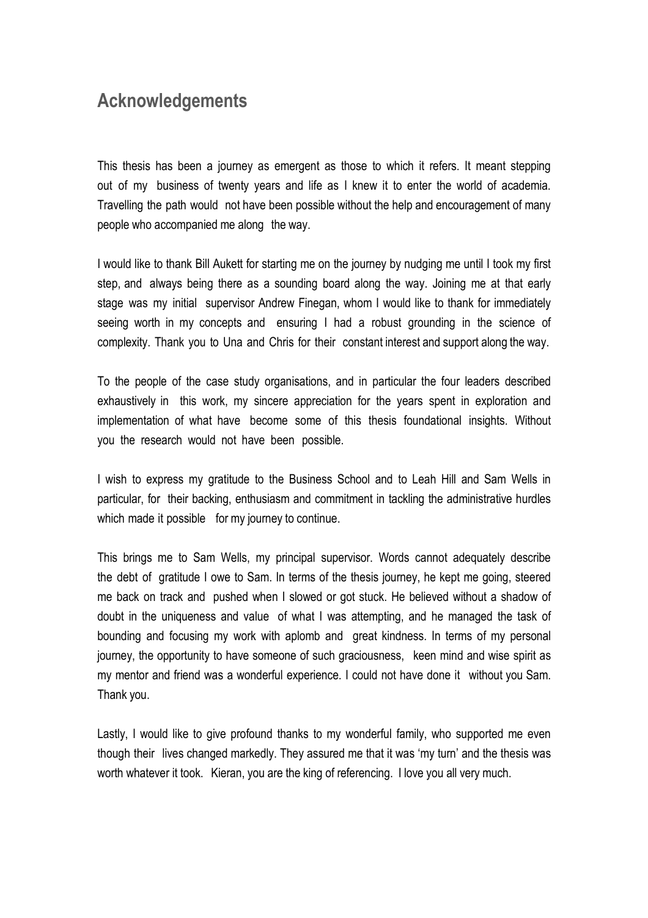# Acknowledgements

This thesis has been a journey as emergent as those to which it refers. It meant stepping out of my business of twenty years and life as I knew it to enter the world of academia. Travelling the path would not have been possible without the help and encouragement of many people who accompanied me along the way.

I would like to thank Bill Aukett for starting me on the journey by nudging me until I took my first step, and always being there as a sounding board along the way. Joining me at that early stage was my initial supervisor Andrew Finegan, whom I would like to thank for immediately seeing worth in my concepts and ensuring I had a robust grounding in the science of complexity. Thank you to Una and Chris for their constant interest and support along the way.

To the people of the case study organisations, and in particular the four leaders described exhaustively in this work, my sincere appreciation for the years spent in exploration and implementation of what have become some of this thesis foundational insights. Without you the research would not have been possible.

I wish to express my gratitude to the Business School and to Leah Hill and Sam Wells in particular, for their backing, enthusiasm and commitment in tackling the administrative hurdles which made it possible for my journey to continue.

This brings me to Sam Wells, my principal supervisor. Words cannot adequately describe the debt of gratitude I owe to Sam. In terms of the thesis journey, he kept me going, steered me back on track and pushed when I slowed or got stuck. He believed without a shadow of doubt in the uniqueness and value of what I was attempting, and he managed the task of bounding and focusing my work with aplomb and great kindness. In terms of my personal journey, the opportunity to have someone of such graciousness, keen mind and wise spirit as my mentor and friend was a wonderful experience. I could not have done it without you Sam. Thank you.

Lastly, I would like to give profound thanks to my wonderful family, who supported me even though their lives changed markedly. They assured me that it was 'my turn' and the thesis was worth whatever it took. Kieran, you are the king of referencing. I love you all very much.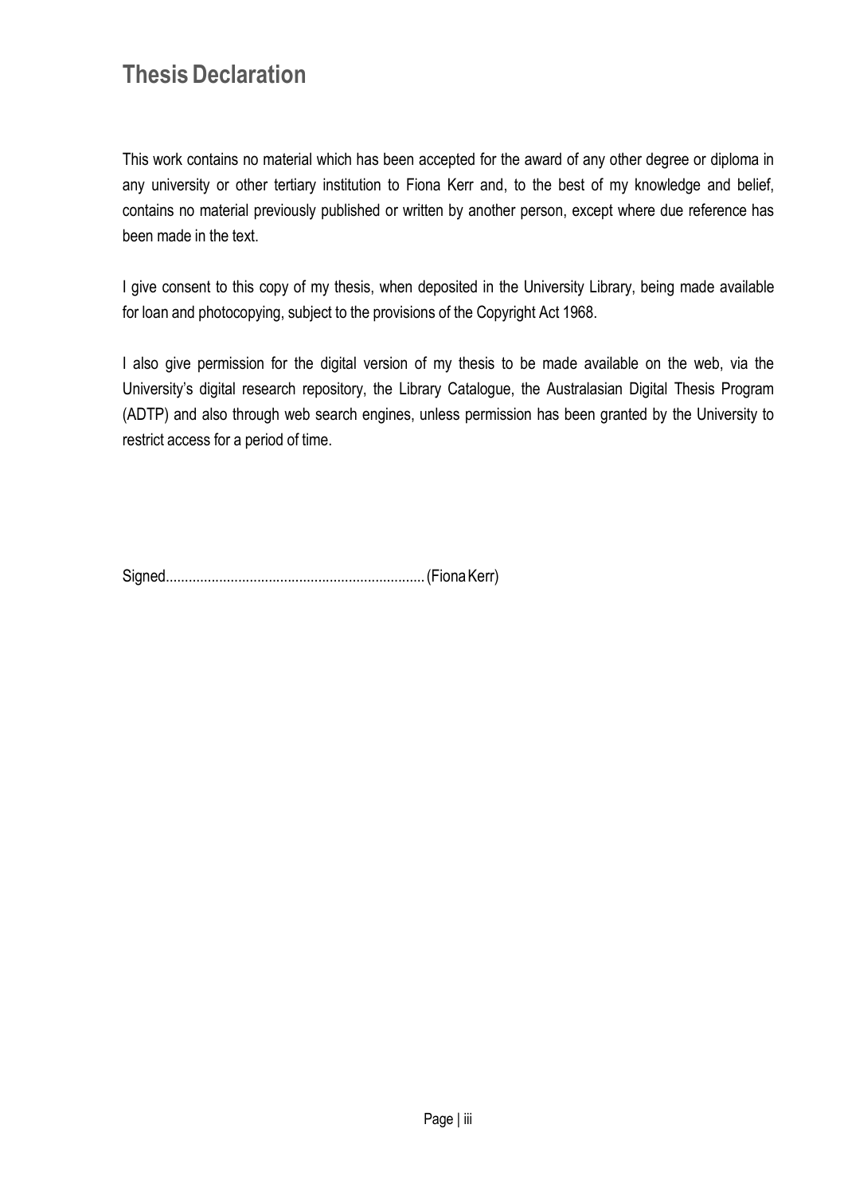## Thesis Declaration

This work contains no material which has been accepted for the award of any other degree or diploma in any university or other tertiary institution to Fiona Kerr and, to the best of my knowledge and belief, contains no material previously published or written by another person, except where due reference has been made in the text.

I give consent to this copy of my thesis, when deposited in the University Library, being made available for loan and photocopying, subject to the provisions of the Copyright Act 1968.

I also give permission for the digital version of my thesis to be made available on the web, via the University's digital research repository, the Library Catalogue, the Australasian Digital Thesis Program (ADTP) and also through web search engines, unless permission has been granted by the University to restrict access for a period of time.

Signed.................................................................. (Fiona Kerr)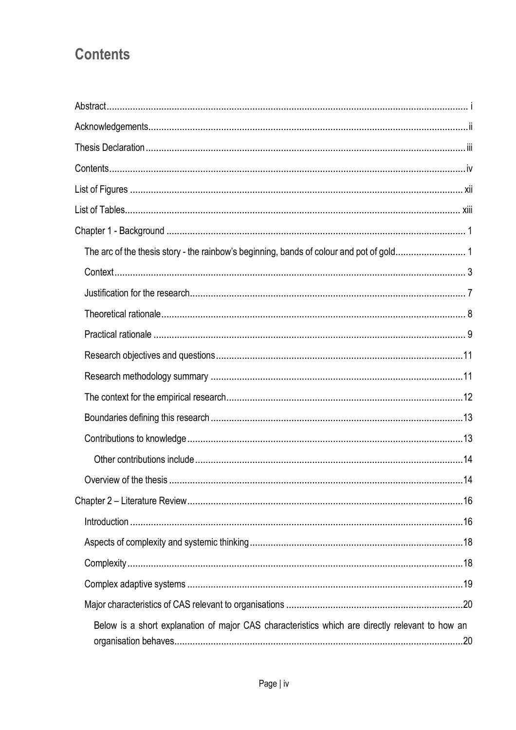# Contents

Abstract ..... i

Acknowledgements ..... ii

Thesis Declaration ..... iii

Contents ..... iv

List of Figures ..... xii

List of Tables ..... xiii

Chapter 1 - Background ..... 1

- The arc of the thesis story - the rainbow's beginning, bands of colour and pot of gold ..... 1
- Context ..... 3
- Justification for the research ..... 7
- Theoretical rationale ..... 8
- Practical rationale ..... 9
- Research objectives and questions ..... 11
- Research methodology summary ..... 11
- The context for the empirical research ..... 12
- Boundaries defining this research ..... 13
- Contributions to knowledge ..... 13
  - Other contributions include ..... 14
- Overview of the thesis ..... 14

Chapter 2 – Literature Review ..... 16

- Introduction ..... 16
- Aspects of complexity and systemic thinking ..... 18
- Complexity ..... 18
- Complex adaptive systems ..... 19
- Major characteristics of CAS relevant to organisations ..... 20
  - Below is a short explanation of major CAS characteristics which are directly relevant to how an organisation behaves ..... 20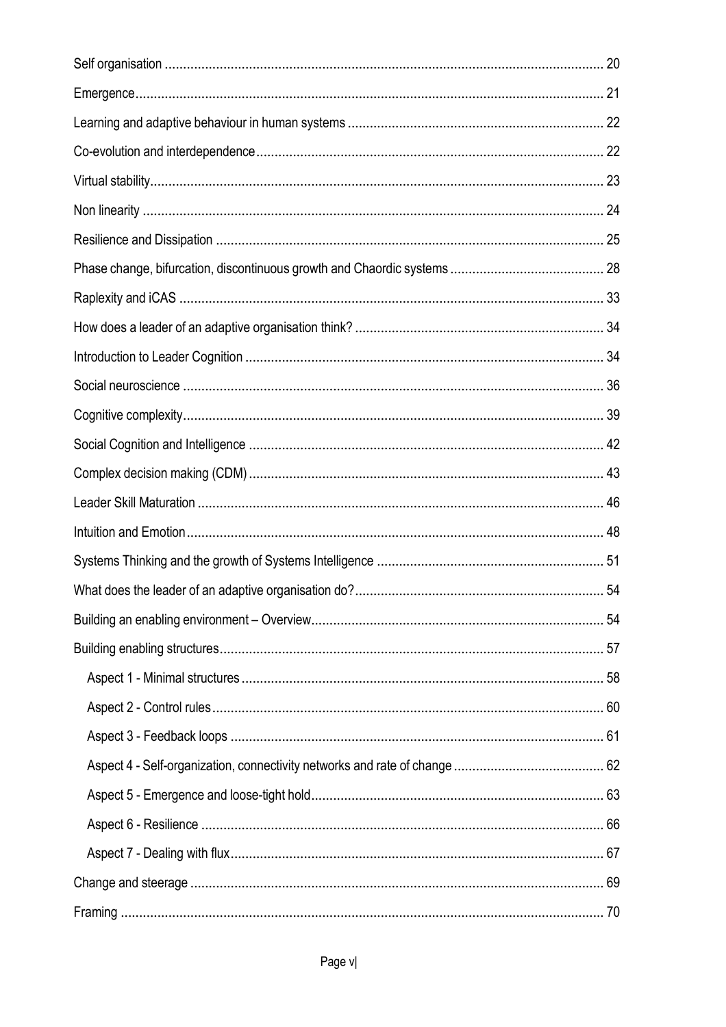Self organisation ........................................................................................................................ 20

Emergence ............................................................................................................................... 21

Learning and adaptive behaviour in human systems ..................................................................... 22

Co-evolution and interdependence ............................................................................................. 22

Virtual stability ........................................................................................................................... 23

Non linearity ............................................................................................................................. 24

Resilience and Dissipation ......................................................................................................... 25

Phase change, bifurcation, discontinuous growth and Chaordic systems ........................................... 28

Raplexity and iCAS ................................................................................................................... 33

How does a leader of an adaptive organisation think? .................................................................... 34

Introduction to Leader Cognition ................................................................................................ 34

Social neuroscience .................................................................................................................. 36

Cognitive complexity .................................................................................................................. 39

Social Cognition and Intelligence ................................................................................................ 42

Complex decision making (CDM) ............................................................................................... 43

Leader Skill Maturation .............................................................................................................. 46

Intuition and Emotion ................................................................................................................. 48

Systems Thinking and the growth of Systems Intelligence ............................................................. 51

What does the leader of an adaptive organisation do? .................................................................... 54

Building an enabling environment – Overview ............................................................................... 54

Building enabling structures ........................................................................................................ 57

- Aspect 1 - Minimal structures ................................................................................................. 58
- Aspect 2 - Control rules ......................................................................................................... 60
- Aspect 3 - Feedback loops .................................................................................................... 61
- Aspect 4 - Self-organization, connectivity networks and rate of change ......................................... 62
- Aspect 5 - Emergence and loose-tight hold .............................................................................. 63
- Aspect 6 - Resilience ............................................................................................................ 66
- Aspect 7 - Dealing with flux .................................................................................................... 67

Change and steerage ............................................................................................................... 69

Framing .................................................................................................................................. 70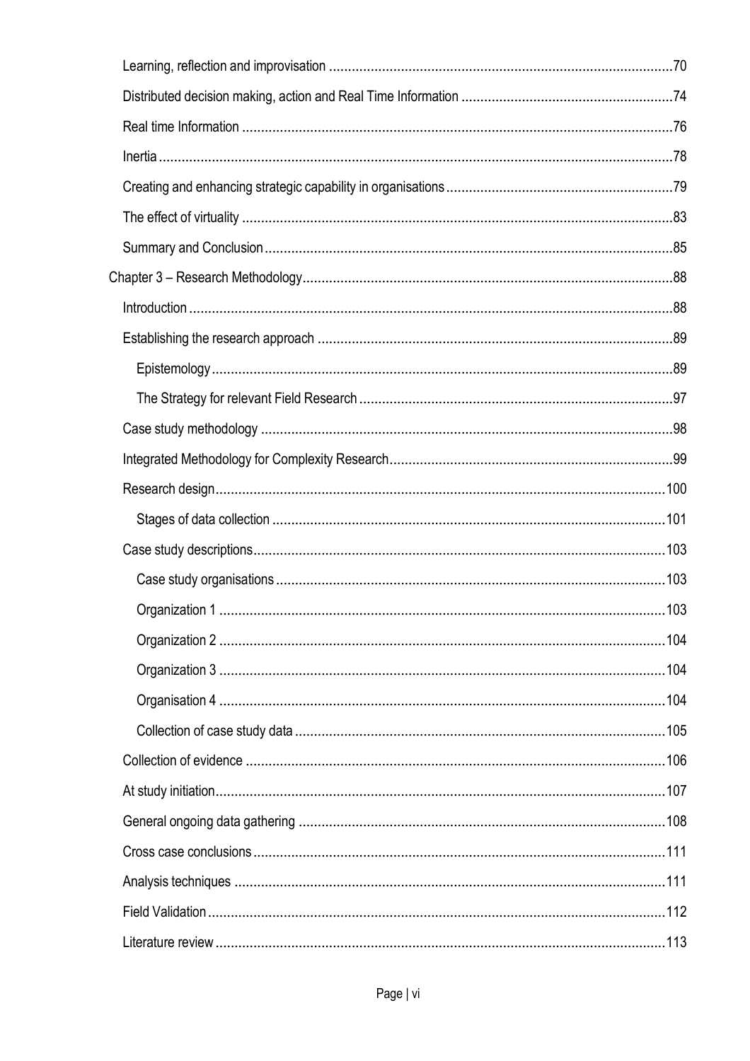Learning, reflection and improvisation ..........70

Distributed decision making, action and Real Time Information ..........74

Real time Information ..........76

Inertia ..........78

Creating and enhancing strategic capability in organisations ..........79

The effect of virtuality ..........83

Summary and Conclusion ..........85

Chapter 3 – Research Methodology ..........88

Introduction ..........88

Establishing the research approach ..........89

Epistemology ..........89

The Strategy for relevant Field Research ..........97

Case study methodology ..........98

Integrated Methodology for Complexity Research ..........99

Research design ..........100

Stages of data collection ..........101

Case study descriptions ..........103

Case study organisations ..........103

Organization 1 ..........103

Organization 2 ..........104

Organization 3 ..........104

Organisation 4 ..........104

Collection of case study data ..........105

Collection of evidence ..........106

At study initiation ..........107

General ongoing data gathering ..........108

Cross case conclusions ..........111

Analysis techniques ..........111

Field Validation ..........112

Literature review ..........113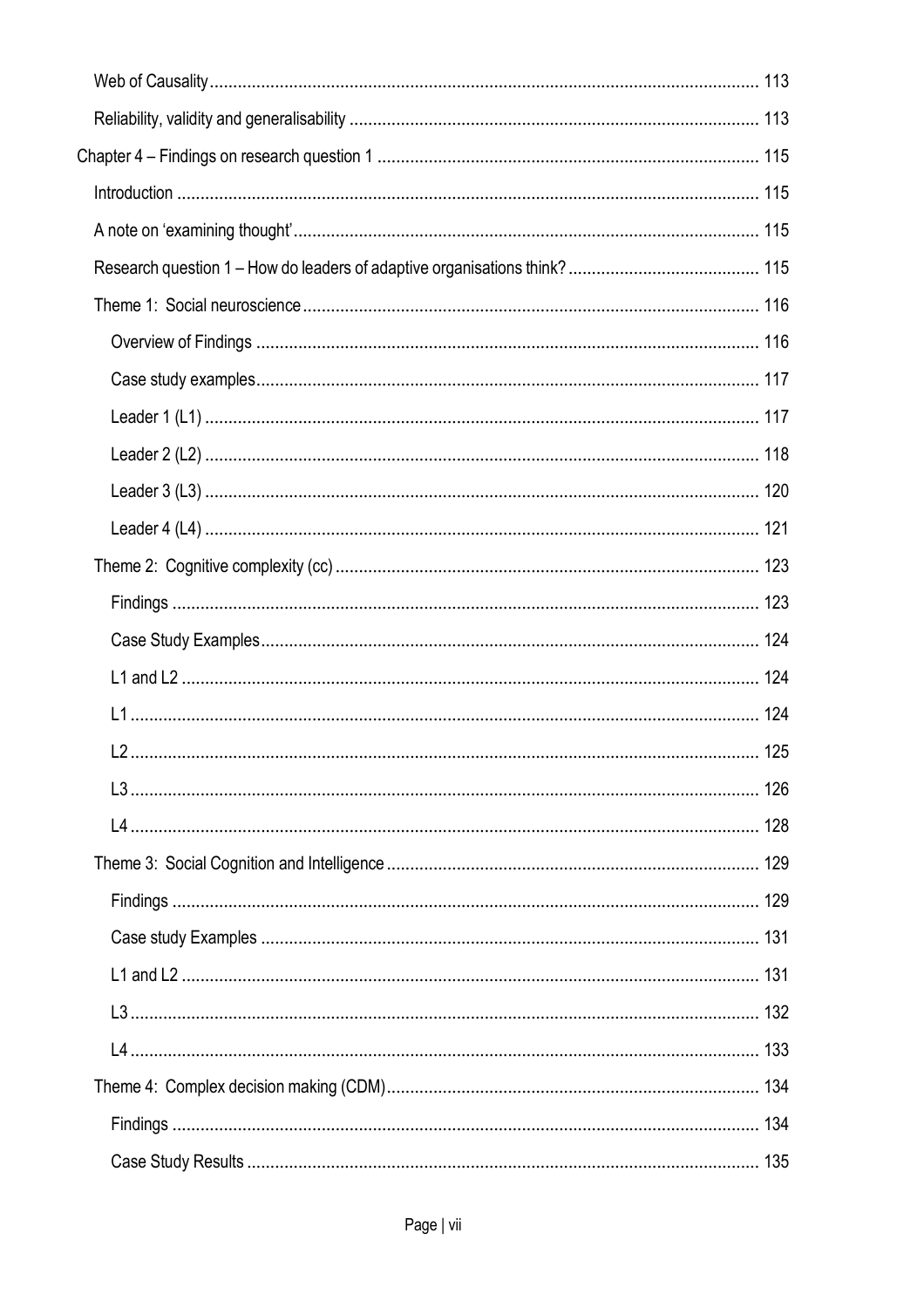Web of Causality ........................................................................................................ 113

Reliability, validity and generalisability ...................................................................... 113

Chapter 4 – Findings on research question 1 ............................................................... 115

Introduction ................................................................................................................ 115

A note on 'examining thought' ................................................................................... 115

Research question 1 – How do leaders of adaptive organisations think? ................... 115

Theme 1: Social neuroscience .................................................................................... 116

Overview of Findings .............................................................................................. 116

Case study examples ................................................................................................ 117

Leader 1 (L1) .......................................................................................................... 117

Leader 2 (L2) .......................................................................................................... 118

Leader 3 (L3) .......................................................................................................... 120

Leader 4 (L4) .......................................................................................................... 121

Theme 2: Cognitive complexity (cc) ........................................................................... 123

Findings .................................................................................................................. 123

Case Study Examples .............................................................................................. 124

L1 and L2 ............................................................................................................... 124

L1 ........................................................................................................................... 124

L2 ........................................................................................................................... 125

L3 ........................................................................................................................... 126

L4 ........................................................................................................................... 128

Theme 3: Social Cognition and Intelligence ................................................................ 129

Findings .................................................................................................................. 129

Case study Examples .............................................................................................. 131

L1 and L2 ............................................................................................................... 131

L3 ........................................................................................................................... 132

L4 ........................................................................................................................... 133

Theme 4: Complex decision making (CDM) ................................................................ 134

Findings .................................................................................................................. 134

Case Study Results .................................................................................................. 135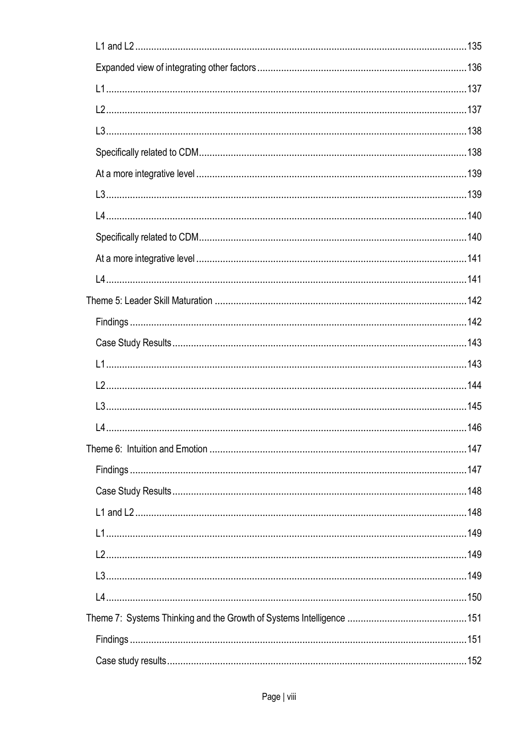L1 and L2 .......... 135

Expanded view of integrating other factors .......... 136

L1 .......... 137

L2 .......... 137

L3 .......... 138

Specifically related to CDM .......... 138

At a more integrative level .......... 139

L3 .......... 139

L4 .......... 140

Specifically related to CDM .......... 140

At a more integrative level .......... 141

L4 .......... 141

Theme 5: Leader Skill Maturation .......... 142

Findings .......... 142

Case Study Results .......... 143

L1 .......... 143

L2 .......... 144

L3 .......... 145

L4 .......... 146

Theme 6: Intuition and Emotion .......... 147

Findings .......... 147

Case Study Results .......... 148

L1 and L2 .......... 148

L1 .......... 149

L2 .......... 149

L3 .......... 149

L4 .......... 150

Theme 7: Systems Thinking and the Growth of Systems Intelligence .......... 151

Findings .......... 151

Case study results .......... 152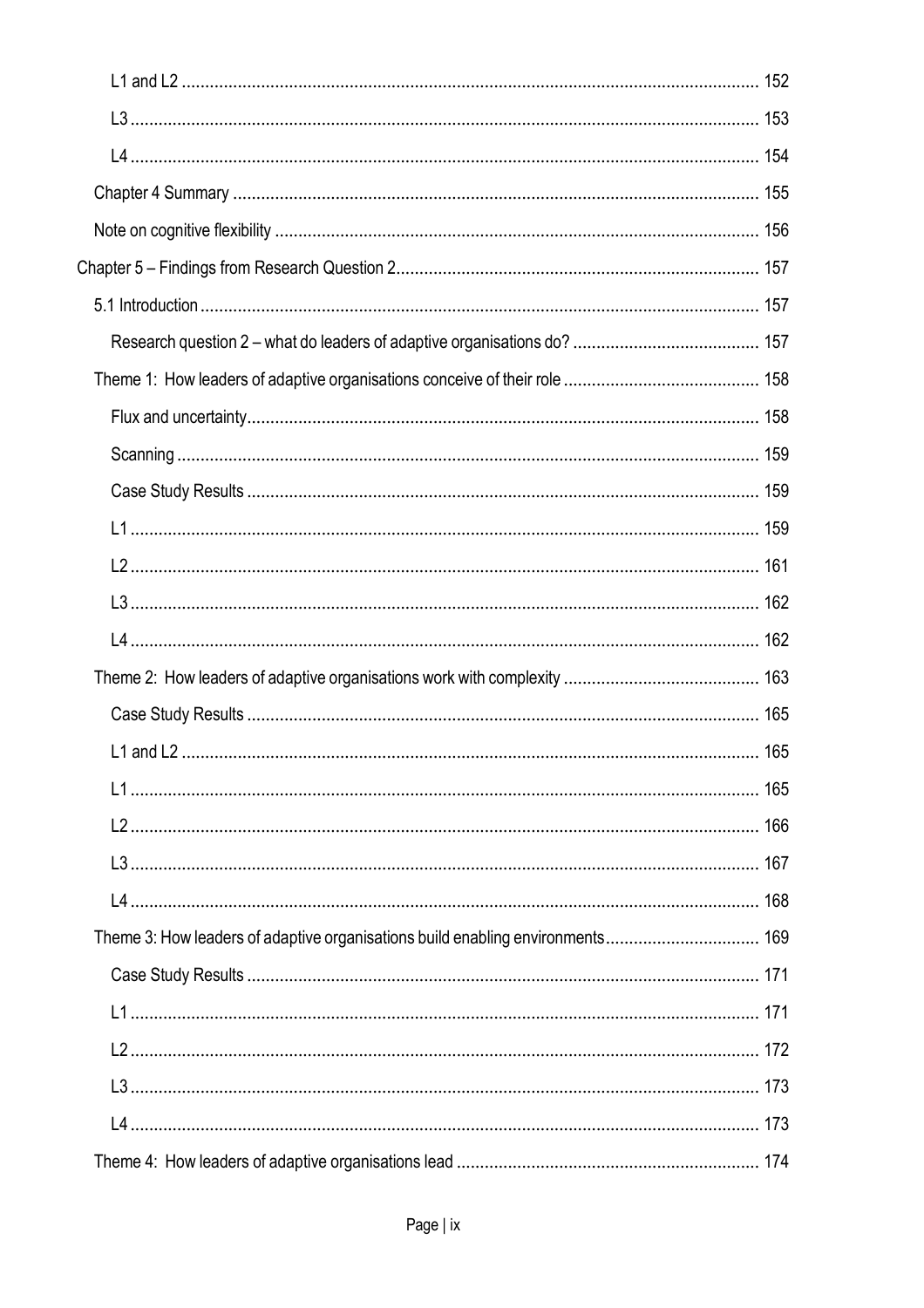L1 and L2 .......................................................................................................... 152

L3 ..................................................................................................................... 153

L4 ..................................................................................................................... 154

Chapter 4 Summary ............................................................................................... 155

Note on cognitive flexibility ...................................................................................... 156

Chapter 5 – Findings from Research Question 2............................................................... 157

5.1 Introduction ...................................................................................................... 157

Research question 2 – what do leaders of adaptive organisations do? ........................................ 157

Theme 1: How leaders of adaptive organisations conceive of their role .......................................... 158

Flux and uncertainty............................................................................................ 158

Scanning ........................................................................................................... 159

Case Study Results ............................................................................................. 159

L1 ..................................................................................................................... 159

L2 ..................................................................................................................... 161

L3 ..................................................................................................................... 162

L4 ..................................................................................................................... 162

Theme 2: How leaders of adaptive organisations work with complexity .......................................... 163

Case Study Results ............................................................................................. 165

L1 and L2 .......................................................................................................... 165

L1 ..................................................................................................................... 165

L2 ..................................................................................................................... 166

L3 ..................................................................................................................... 167

L4 ..................................................................................................................... 168

Theme 3: How leaders of adaptive organisations build enabling environments................................ 169

Case Study Results ............................................................................................. 171

L1 ..................................................................................................................... 171

L2 ..................................................................................................................... 172

L3 ..................................................................................................................... 173

L4 ..................................................................................................................... 173

Theme 4: How leaders of adaptive organisations lead ................................................................ 174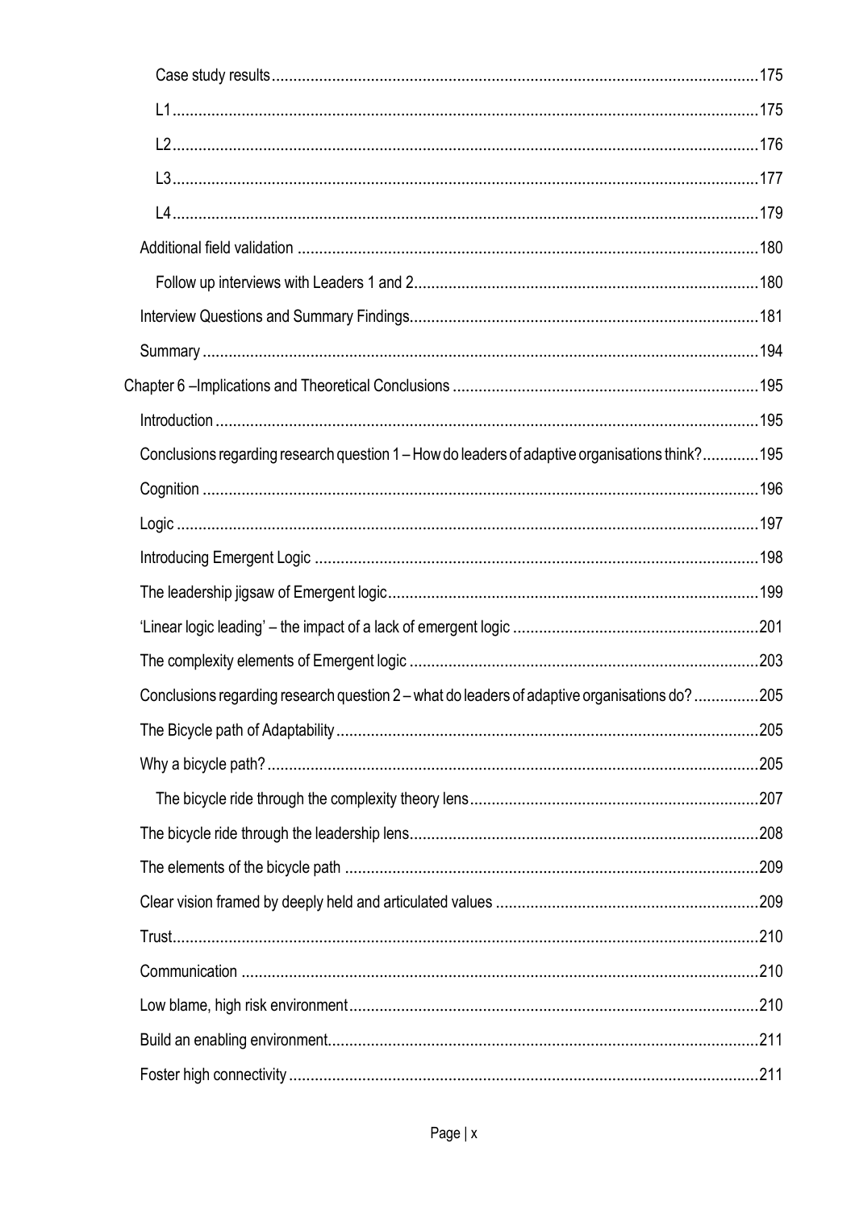Case study results ........................................................................................................175

L1 ........................................................................................................175

L2 ........................................................................................................176

L3 ........................................................................................................177

L4 ........................................................................................................179

Additional field validation ........................................................................................................180

Follow up interviews with Leaders 1 and 2 ........................................................................................................180

Interview Questions and Summary Findings ........................................................................................................181

Summary ........................................................................................................194

Chapter 6 –Implications and Theoretical Conclusions ........................................................................................................195

Introduction ........................................................................................................195

Conclusions regarding research question 1 – How do leaders of adaptive organisations think? ........................................................................................................195

Cognition ........................................................................................................196

Logic ........................................................................................................197

Introducing Emergent Logic ........................................................................................................198

The leadership jigsaw of Emergent logic ........................................................................................................199

'Linear logic leading' – the impact of a lack of emergent logic ........................................................................................................201

The complexity elements of Emergent logic ........................................................................................................203

Conclusions regarding research question 2 – what do leaders of adaptive organisations do? ........................................................................................................205

The Bicycle path of Adaptability ........................................................................................................205

Why a bicycle path? ........................................................................................................205

The bicycle ride through the complexity theory lens ........................................................................................................207

The bicycle ride through the leadership lens ........................................................................................................208

The elements of the bicycle path ........................................................................................................209

Clear vision framed by deeply held and articulated values ........................................................................................................209

Trust ........................................................................................................210

Communication ........................................................................................................210

Low blame, high risk environment ........................................................................................................210

Build an enabling environment ........................................................................................................211

Foster high connectivity ........................................................................................................211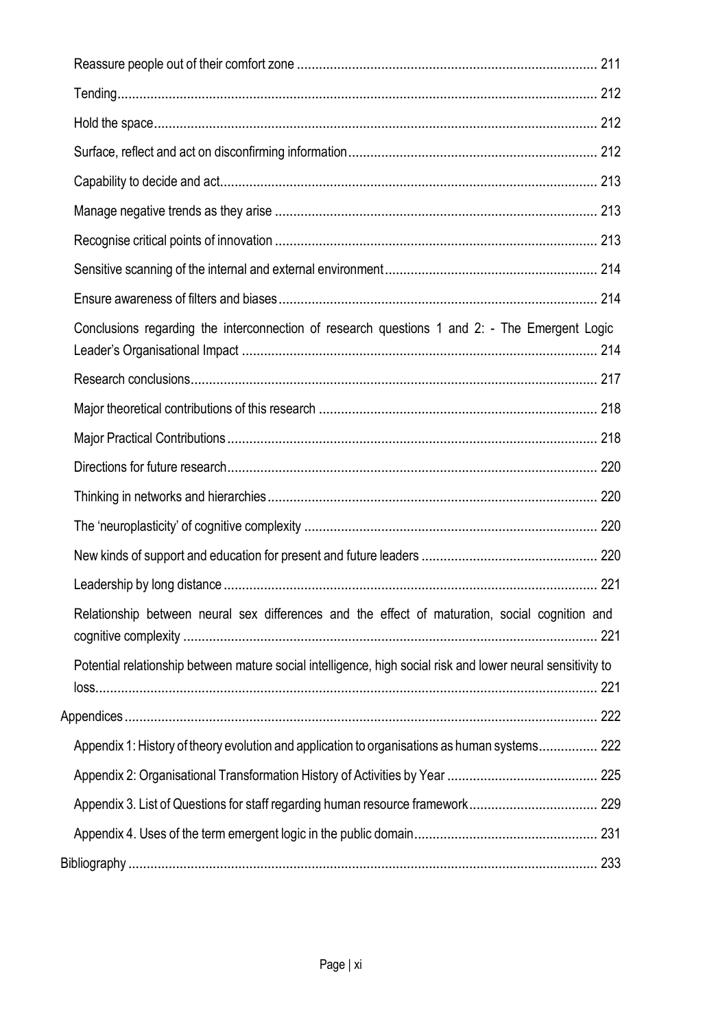Reassure people out of their comfort zone ........................................................................................ 211

Tending........................................................................................................................................... 212

Hold the space................................................................................................................................ 212

Surface, reflect and act on disconfirming information................................................................... 212

Capability to decide and act............................................................................................................ 213

Manage negative trends as they arise ............................................................................................. 213

Recognise critical points of innovation ............................................................................................ 213

Sensitive scanning of the internal and external environment......................................................... 214

Ensure awareness of filters and biases............................................................................................ 214

Conclusions regarding the interconnection of research questions 1 and 2: - The Emergent Logic Leader's Organisational Impact ........................................................................................................ 214

Research conclusions...................................................................................................................... 217

Major theoretical contributions of this research ............................................................................ 218

Major Practical Contributions .......................................................................................................... 218

Directions for future research.......................................................................................................... 220

Thinking in networks and hierarchies.............................................................................................. 220

The 'neuroplasticity' of cognitive complexity .................................................................................. 220

New kinds of support and education for present and future leaders ............................................. 220

Leadership by long distance ............................................................................................................ 221

Relationship between neural sex differences and the effect of maturation, social cognition and cognitive complexity ......................................................................................................................... 221

Potential relationship between mature social intelligence, high social risk and lower neural sensitivity to loss.................................................................................................................................................. 221

Appendices........................................................................................................................................ 222

Appendix 1: History of theory evolution and application to organisations as human systems................ 222

Appendix 2: Organisational Transformation History of Activities by Year ......................................... 225

Appendix 3. List of Questions for staff regarding human resource framework................................... 229

Appendix 4. Uses of the term emergent logic in the public domain.................................................. 231

Bibliography ....................................................................................................................................... 233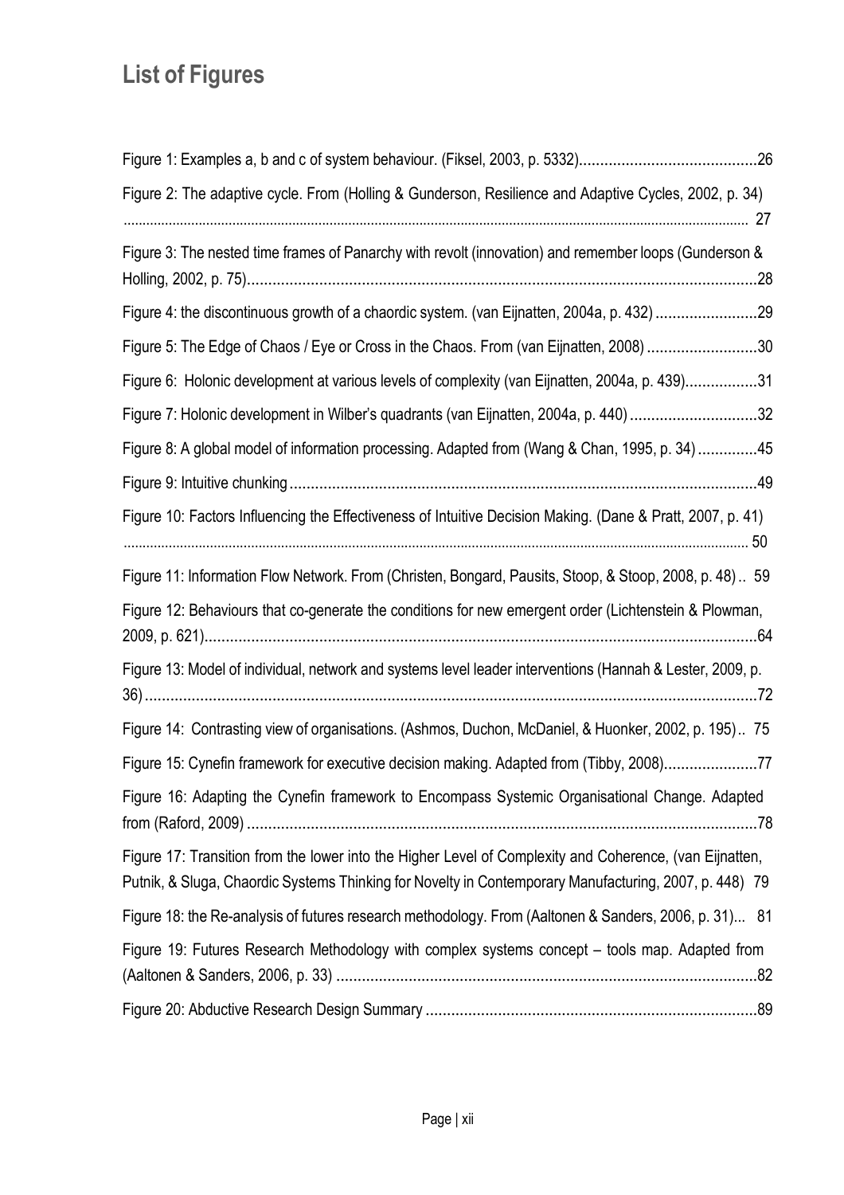# List of Figures

Figure 1: Examples a, b and c of system behaviour. (Fiksel, 2003, p. 5332) .......... 26

Figure 2: The adaptive cycle. From (Holling & Gunderson, Resilience and Adaptive Cycles, 2002, p. 34) .......... 27

Figure 3: The nested time frames of Panarchy with revolt (innovation) and remember loops (Gunderson & Holling, 2002, p. 75) .......... 28

Figure 4: the discontinuous growth of a chaordic system. (van Eijnatten, 2004a, p. 432) .......... 29

Figure 5: The Edge of Chaos / Eye or Cross in the Chaos. From (van Eijnatten, 2008) .......... 30

Figure 6: Holonic development at various levels of complexity (van Eijnatten, 2004a, p. 439) .......... 31

Figure 7: Holonic development in Wilber's quadrants (van Eijnatten, 2004a, p. 440) .......... 32

Figure 8: A global model of information processing. Adapted from (Wang & Chan, 1995, p. 34) .......... 45

Figure 9: Intuitive chunking .......... 49

Figure 10: Factors Influencing the Effectiveness of Intuitive Decision Making. (Dane & Pratt, 2007, p. 41) .......... 50

Figure 11: Information Flow Network. From (Christen, Bongard, Pausits, Stoop, & Stoop, 2008, p. 48) .. 59

Figure 12: Behaviours that co-generate the conditions for new emergent order (Lichtenstein & Plowman, 2009, p. 621) .......... 64

Figure 13: Model of individual, network and systems level leader interventions (Hannah & Lester, 2009, p. 36) .......... 72

Figure 14: Contrasting view of organisations. (Ashmos, Duchon, McDaniel, & Huonker, 2002, p. 195) .. 75

Figure 15: Cynefin framework for executive decision making. Adapted from (Tibby, 2008) .......... 77

Figure 16: Adapting the Cynefin framework to Encompass Systemic Organisational Change. Adapted from (Raford, 2009) .......... 78

Figure 17: Transition from the lower into the Higher Level of Complexity and Coherence, (van Eijnatten, Putnik, & Sluga, Chaordic Systems Thinking for Novelty in Contemporary Manufacturing, 2007, p. 448) 79

Figure 18: the Re-analysis of futures research methodology. From (Aaltonen & Sanders, 2006, p. 31)... 81

Figure 19: Futures Research Methodology with complex systems concept – tools map. Adapted from (Aaltonen & Sanders, 2006, p. 33) .......... 82

Figure 20: Abductive Research Design Summary .......... 89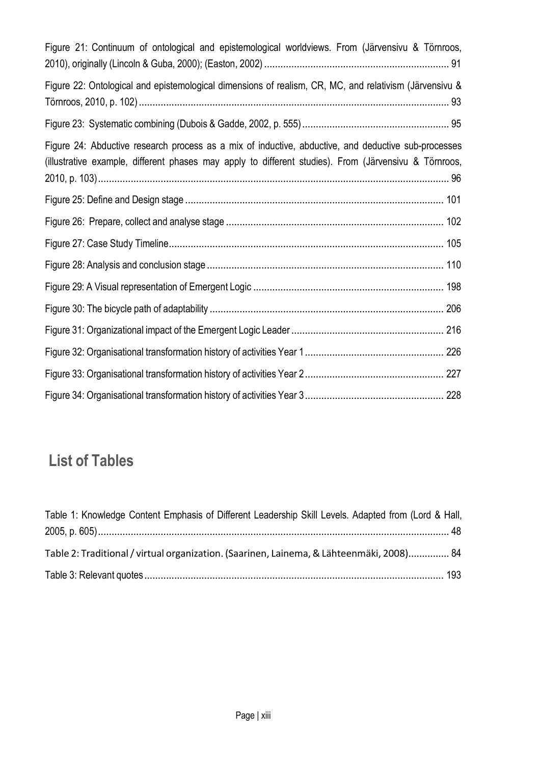Figure 21: Continuum of ontological and epistemological worldviews. From (Järvensivu & Törnroos, 2010), originally (Lincoln & Guba, 2000); (Easton, 2002) ........ 91

Figure 22: Ontological and epistemological dimensions of realism, CR, MC, and relativism (Järvensivu & Törnroos, 2010, p. 102) ........ 93

Figure 23: Systematic combining (Dubois & Gadde, 2002, p. 555) ........ 95

Figure 24: Abductive research process as a mix of inductive, abductive, and deductive sub-processes (illustrative example, different phases may apply to different studies). From (Järvensivu & Törnroos, 2010, p. 103) ........ 96

Figure 25: Define and Design stage ........ 101

Figure 26: Prepare, collect and analyse stage ........ 102

Figure 27: Case Study Timeline ........ 105

Figure 28: Analysis and conclusion stage ........ 110

Figure 29: A Visual representation of Emergent Logic ........ 198

Figure 30: The bicycle path of adaptability ........ 206

Figure 31: Organizational impact of the Emergent Logic Leader ........ 216

Figure 32: Organisational transformation history of activities Year 1 ........ 226

Figure 33: Organisational transformation history of activities Year 2 ........ 227

Figure 34: Organisational transformation history of activities Year 3 ........ 228

## List of Tables

Table 1: Knowledge Content Emphasis of Different Leadership Skill Levels. Adapted from (Lord & Hall, 2005, p. 605) ........ 48

Table 2: Traditional / virtual organization. (Saarinen, Lainema, & Lähteenmäki, 2008) ........ 84

Table 3: Relevant quotes ........ 193